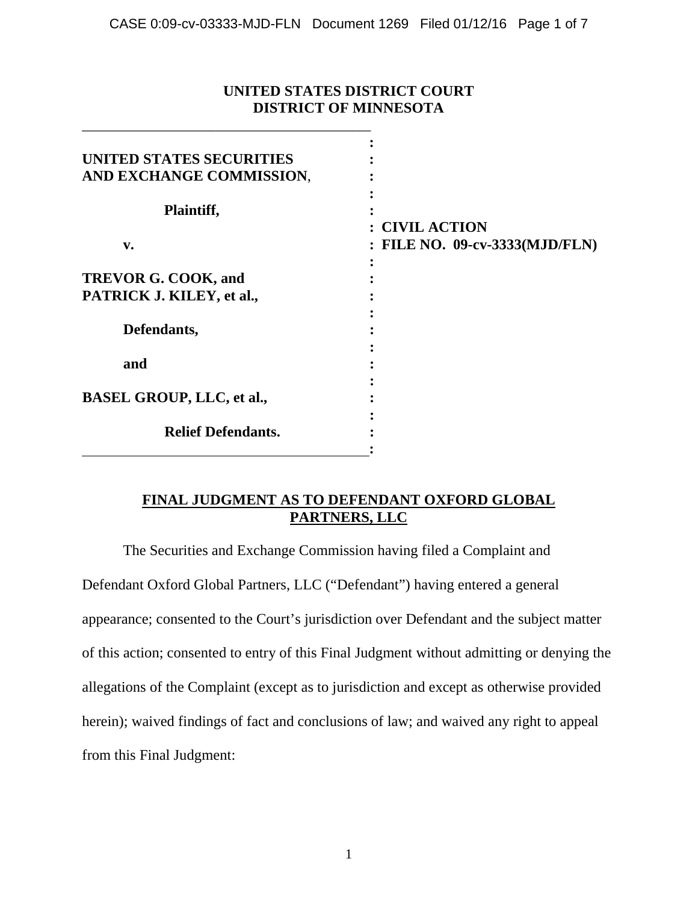**UNITED STATES DISTRICT COURT**
**DISTRICT OF MINNESOTA**

| | |
|---|---|
| **UNITED STATES SECURITIES AND EXCHANGE COMMISSION**, | |
| **Plaintiff,** | **CIVIL ACTION** |
| **v.** | **FILE NO. 09-cv-3333(MJD/FLN)** |
| **TREVOR G. COOK, and PATRICK J. KILEY, et al.,** | |
| **Defendants,** | |
| **and** | |
| **BASEL GROUP, LLC, et al.,** | |
| **Relief Defendants.** | |

## FINAL JUDGMENT AS TO DEFENDANT OXFORD GLOBAL PARTNERS, LLC

The Securities and Exchange Commission having filed a Complaint and Defendant Oxford Global Partners, LLC ("Defendant") having entered a general appearance; consented to the Court's jurisdiction over Defendant and the subject matter of this action; consented to entry of this Final Judgment without admitting or denying the allegations of the Complaint (except as to jurisdiction and except as otherwise provided herein); waived findings of fact and conclusions of law; and waived any right to appeal from this Final Judgment: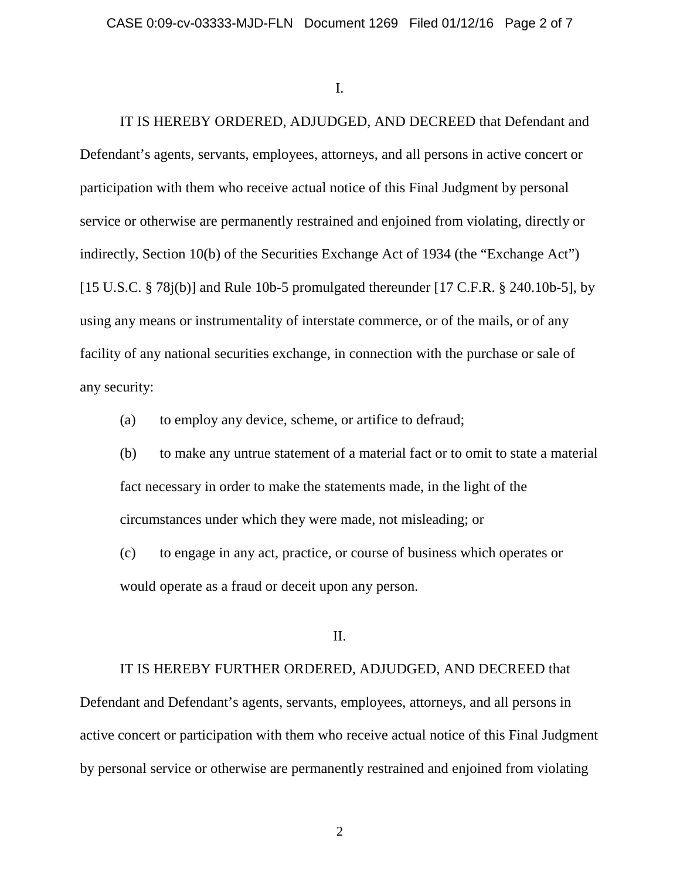I.

IT IS HEREBY ORDERED, ADJUDGED, AND DECREED that Defendant and Defendant's agents, servants, employees, attorneys, and all persons in active concert or participation with them who receive actual notice of this Final Judgment by personal service or otherwise are permanently restrained and enjoined from violating, directly or indirectly, Section 10(b) of the Securities Exchange Act of 1934 (the "Exchange Act") [15 U.S.C. § 78j(b)] and Rule 10b-5 promulgated thereunder [17 C.F.R. § 240.10b-5], by using any means or instrumentality of interstate commerce, or of the mails, or of any facility of any national securities exchange, in connection with the purchase or sale of any security:

(a) to employ any device, scheme, or artifice to defraud;

(b) to make any untrue statement of a material fact or to omit to state a material fact necessary in order to make the statements made, in the light of the circumstances under which they were made, not misleading; or

(c) to engage in any act, practice, or course of business which operates or would operate as a fraud or deceit upon any person.

II.

IT IS HEREBY FURTHER ORDERED, ADJUDGED, AND DECREED that Defendant and Defendant's agents, servants, employees, attorneys, and all persons in active concert or participation with them who receive actual notice of this Final Judgment by personal service or otherwise are permanently restrained and enjoined from violating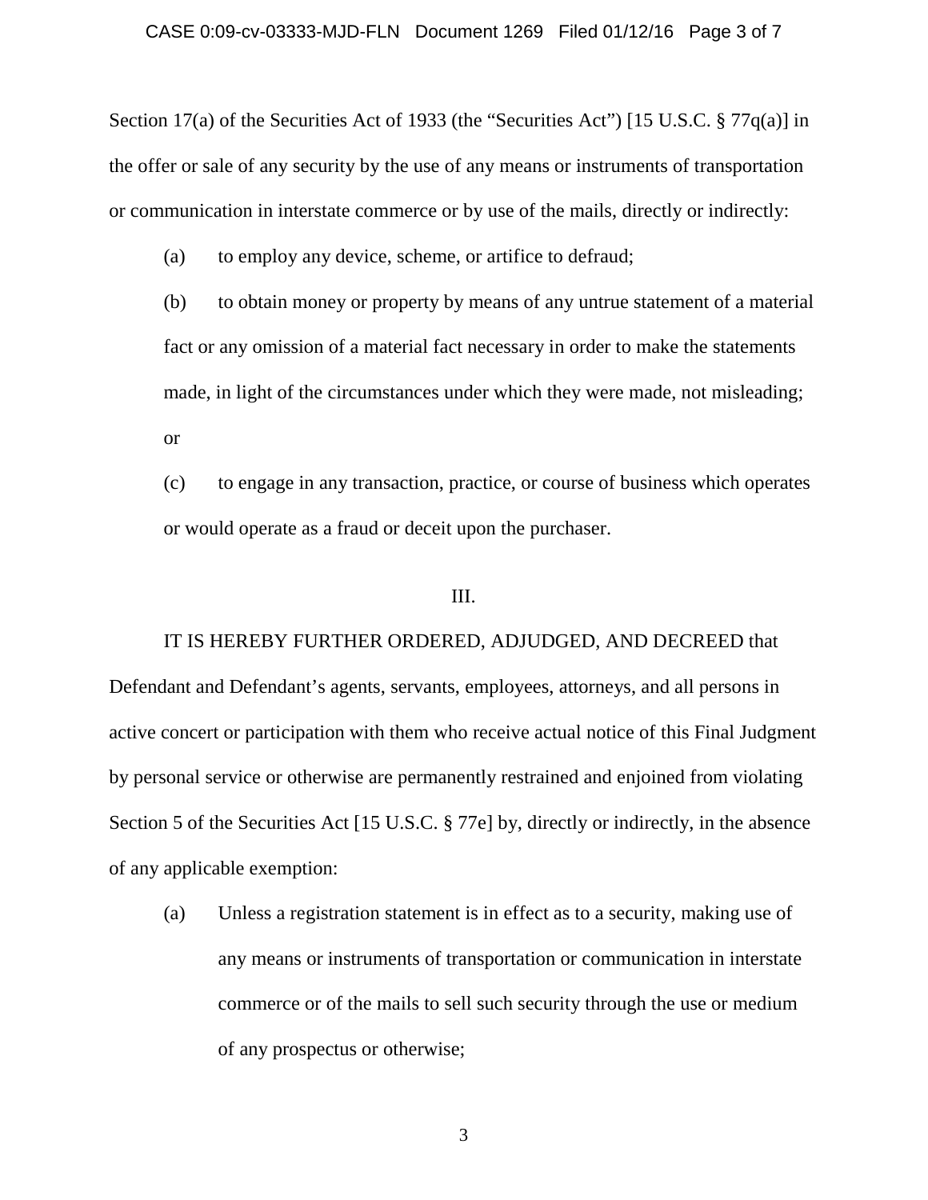Section 17(a) of the Securities Act of 1933 (the "Securities Act") [15 U.S.C. § 77q(a)] in the offer or sale of any security by the use of any means or instruments of transportation or communication in interstate commerce or by use of the mails, directly or indirectly:

(a) to employ any device, scheme, or artifice to defraud;

(b) to obtain money or property by means of any untrue statement of a material fact or any omission of a material fact necessary in order to make the statements made, in light of the circumstances under which they were made, not misleading; or

(c) to engage in any transaction, practice, or course of business which operates or would operate as a fraud or deceit upon the purchaser.

III.

IT IS HEREBY FURTHER ORDERED, ADJUDGED, AND DECREED that Defendant and Defendant's agents, servants, employees, attorneys, and all persons in active concert or participation with them who receive actual notice of this Final Judgment by personal service or otherwise are permanently restrained and enjoined from violating Section 5 of the Securities Act [15 U.S.C. § 77e] by, directly or indirectly, in the absence of any applicable exemption:

(a) Unless a registration statement is in effect as to a security, making use of any means or instruments of transportation or communication in interstate commerce or of the mails to sell such security through the use or medium of any prospectus or otherwise;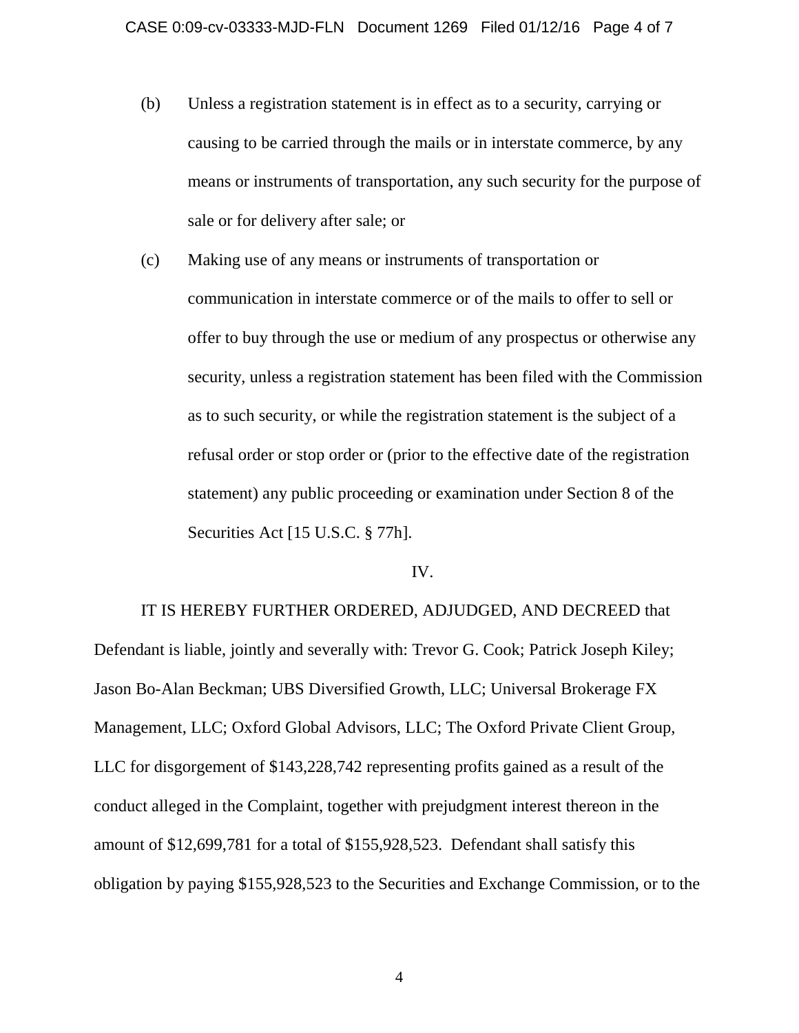(b) Unless a registration statement is in effect as to a security, carrying or causing to be carried through the mails or in interstate commerce, by any means or instruments of transportation, any such security for the purpose of sale or for delivery after sale; or

(c) Making use of any means or instruments of transportation or communication in interstate commerce or of the mails to offer to sell or offer to buy through the use or medium of any prospectus or otherwise any security, unless a registration statement has been filed with the Commission as to such security, or while the registration statement is the subject of a refusal order or stop order or (prior to the effective date of the registration statement) any public proceeding or examination under Section 8 of the Securities Act [15 U.S.C. § 77h].

IV.

IT IS HEREBY FURTHER ORDERED, ADJUDGED, AND DECREED that Defendant is liable, jointly and severally with: Trevor G. Cook; Patrick Joseph Kiley; Jason Bo-Alan Beckman; UBS Diversified Growth, LLC; Universal Brokerage FX Management, LLC; Oxford Global Advisors, LLC; The Oxford Private Client Group, LLC for disgorgement of $143,228,742 representing profits gained as a result of the conduct alleged in the Complaint, together with prejudgment interest thereon in the amount of $12,699,781 for a total of $155,928,523. Defendant shall satisfy this obligation by paying $155,928,523 to the Securities and Exchange Commission, or to the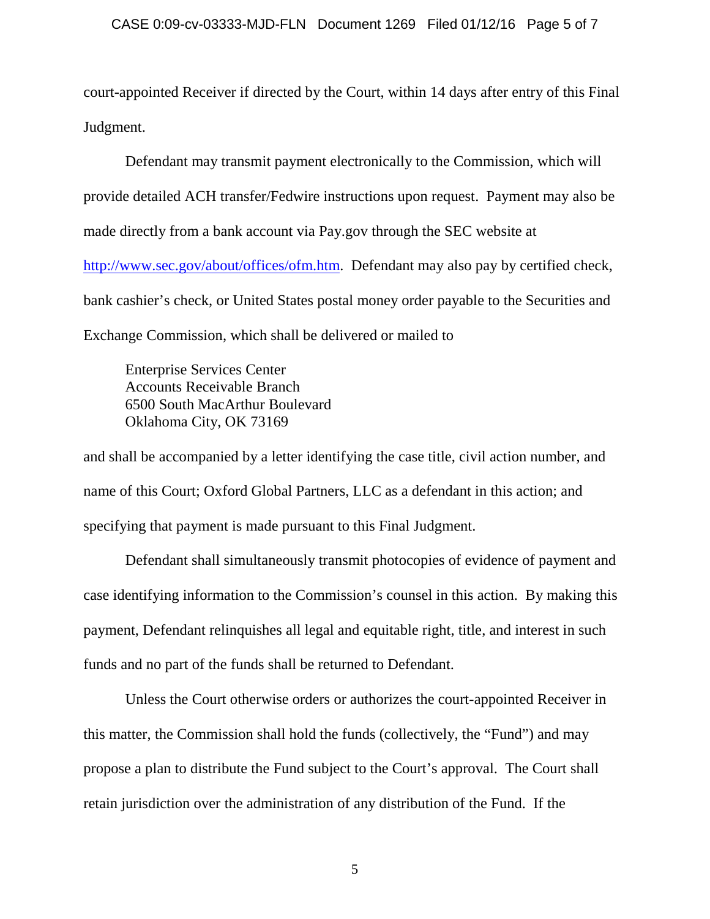court-appointed Receiver if directed by the Court, within 14 days after entry of this Final Judgment.

Defendant may transmit payment electronically to the Commission, which will provide detailed ACH transfer/Fedwire instructions upon request. Payment may also be made directly from a bank account via Pay.gov through the SEC website at http://www.sec.gov/about/offices/ofm.htm. Defendant may also pay by certified check, bank cashier's check, or United States postal money order payable to the Securities and Exchange Commission, which shall be delivered or mailed to

> Enterprise Services Center
> Accounts Receivable Branch
> 6500 South MacArthur Boulevard
> Oklahoma City, OK 73169

and shall be accompanied by a letter identifying the case title, civil action number, and name of this Court; Oxford Global Partners, LLC as a defendant in this action; and specifying that payment is made pursuant to this Final Judgment.

Defendant shall simultaneously transmit photocopies of evidence of payment and case identifying information to the Commission's counsel in this action. By making this payment, Defendant relinquishes all legal and equitable right, title, and interest in such funds and no part of the funds shall be returned to Defendant.

Unless the Court otherwise orders or authorizes the court-appointed Receiver in this matter, the Commission shall hold the funds (collectively, the "Fund") and may propose a plan to distribute the Fund subject to the Court's approval. The Court shall retain jurisdiction over the administration of any distribution of the Fund. If the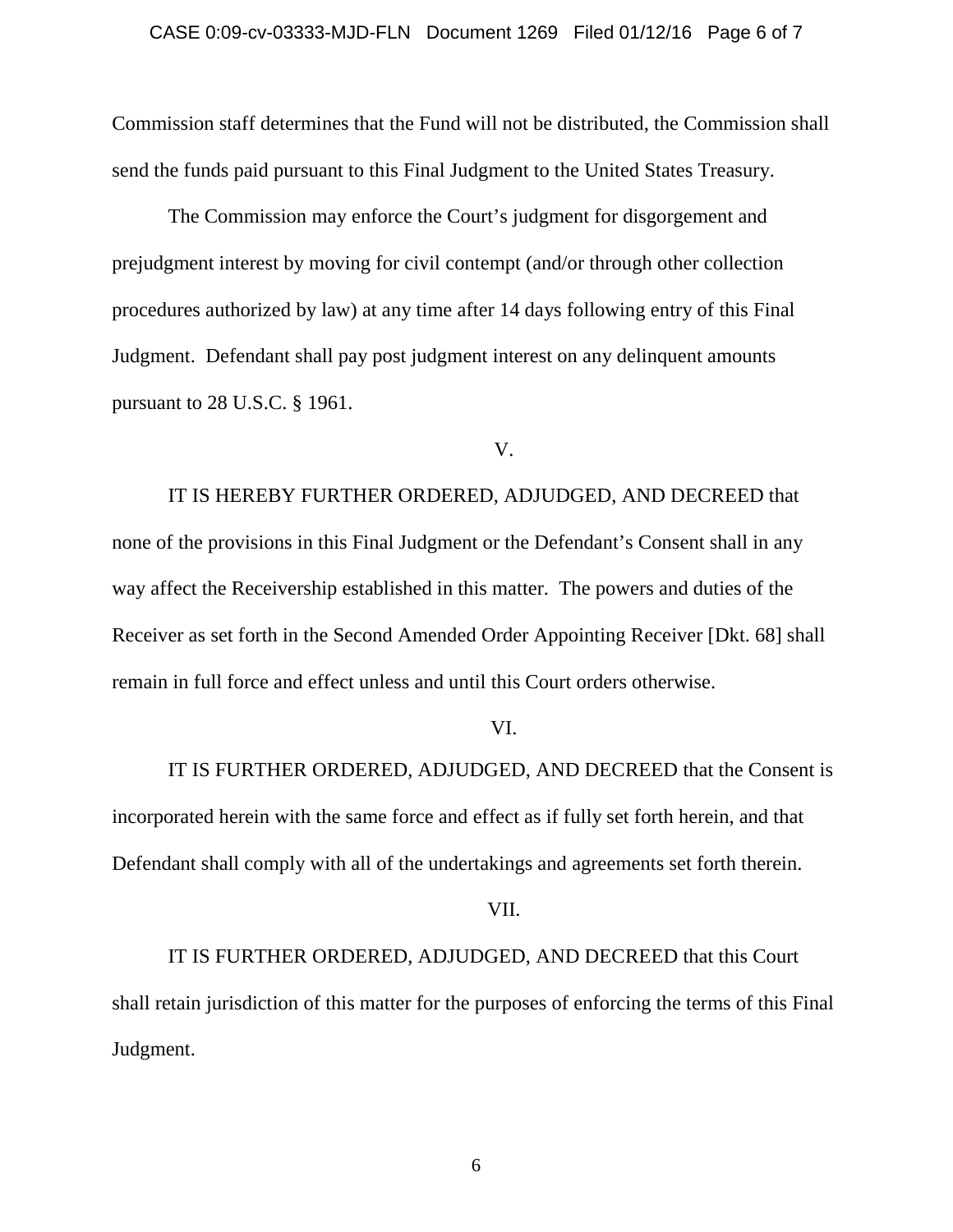Commission staff determines that the Fund will not be distributed, the Commission shall send the funds paid pursuant to this Final Judgment to the United States Treasury.

The Commission may enforce the Court's judgment for disgorgement and prejudgment interest by moving for civil contempt (and/or through other collection procedures authorized by law) at any time after 14 days following entry of this Final Judgment. Defendant shall pay post judgment interest on any delinquent amounts pursuant to 28 U.S.C. § 1961.

V.

IT IS HEREBY FURTHER ORDERED, ADJUDGED, AND DECREED that none of the provisions in this Final Judgment or the Defendant's Consent shall in any way affect the Receivership established in this matter. The powers and duties of the Receiver as set forth in the Second Amended Order Appointing Receiver [Dkt. 68] shall remain in full force and effect unless and until this Court orders otherwise.

VI.

IT IS FURTHER ORDERED, ADJUDGED, AND DECREED that the Consent is incorporated herein with the same force and effect as if fully set forth herein, and that Defendant shall comply with all of the undertakings and agreements set forth therein.

VII.

IT IS FURTHER ORDERED, ADJUDGED, AND DECREED that this Court shall retain jurisdiction of this matter for the purposes of enforcing the terms of this Final Judgment.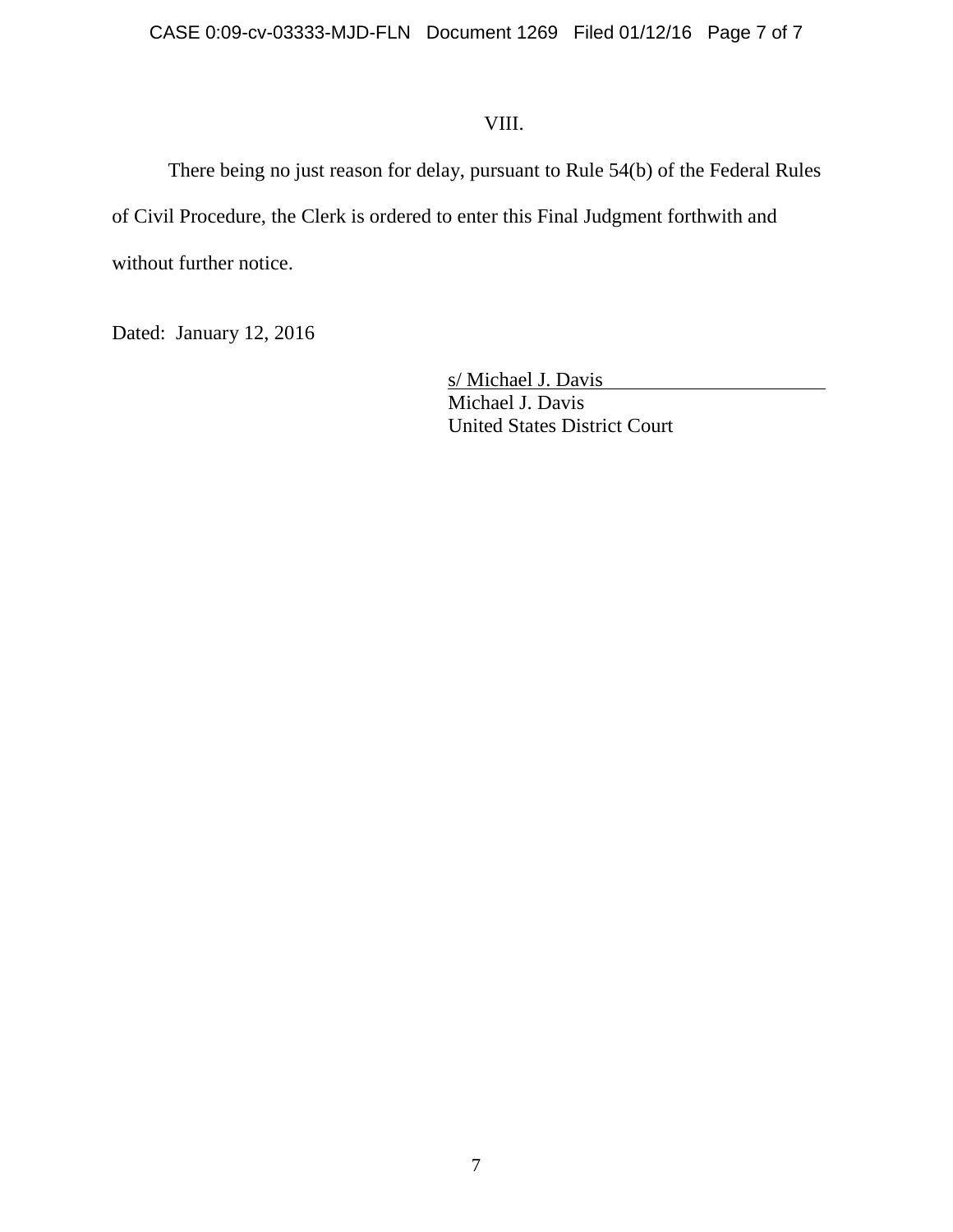## VIII.

There being no just reason for delay, pursuant to Rule 54(b) of the Federal Rules of Civil Procedure, the Clerk is ordered to enter this Final Judgment forthwith and without further notice.

Dated: January 12, 2016

s/ Michael J. Davis
Michael J. Davis
United States District Court